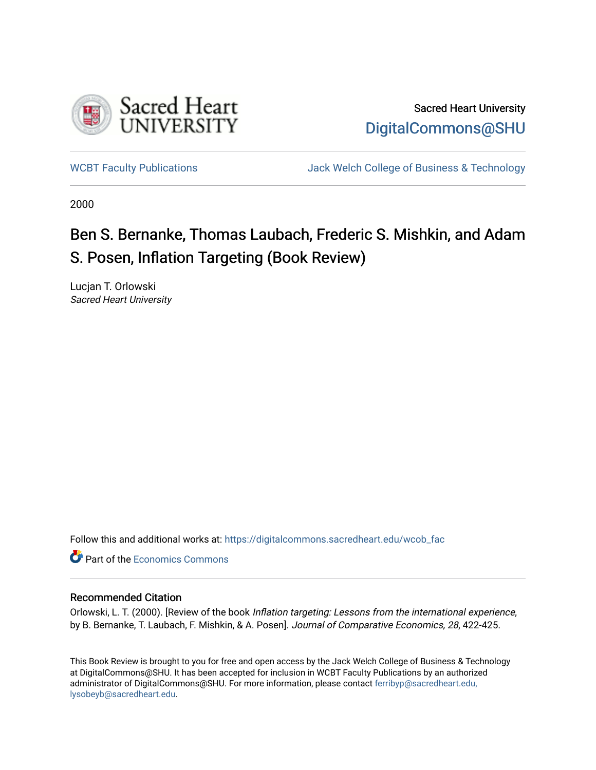Sacred Heart University

DigitalCommons@SHU

WCBT Faculty Publications

Jack Welch College of Business & Technology

2000

# Ben S. Bernanke, Thomas Laubach, Frederic S. Mishkin, and Adam S. Posen, Inflation Targeting (Book Review)

Lucjan T. Orlowski
*Sacred Heart University*

Follow this and additional works at: https://digitalcommons.sacredheart.edu/wcob_fac

Part of the Economics Commons

## Recommended Citation

Orlowski, L. T. (2000). [Review of the book *Inflation targeting: Lessons from the international experience*, by B. Bernanke, T. Laubach, F. Mishkin, & A. Posen]. *Journal of Comparative Economics, 28*, 422-425.

This Book Review is brought to you for free and open access by the Jack Welch College of Business & Technology at DigitalCommons@SHU. It has been accepted for inclusion in WCBT Faculty Publications by an authorized administrator of DigitalCommons@SHU. For more information, please contact ferribyp@sacredheart.edu, lysobeyb@sacredheart.edu.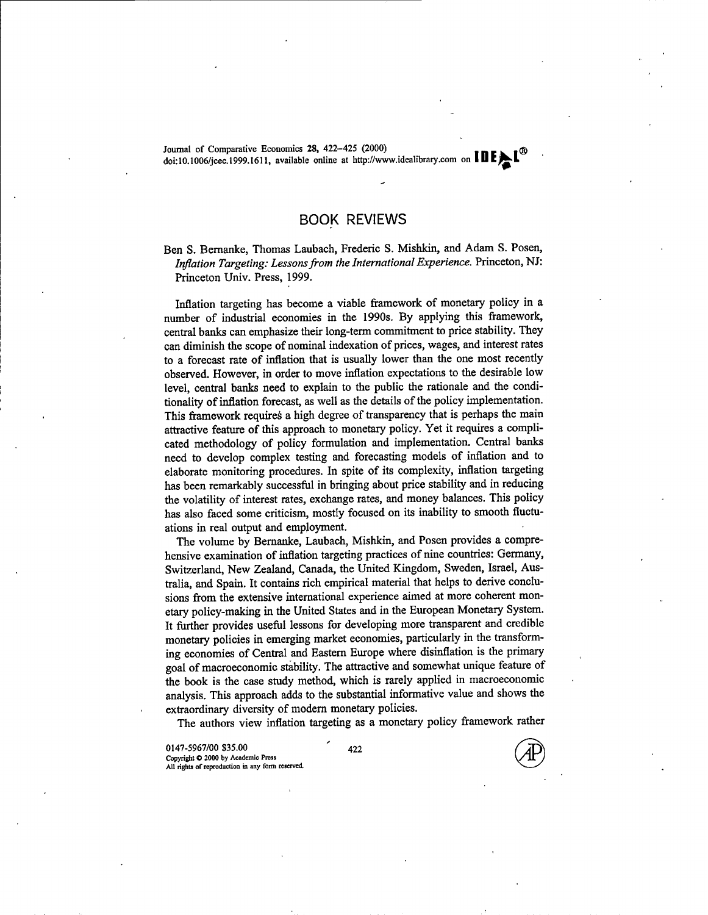# BOOK REVIEWS

Ben S. Bernanke, Thomas Laubach, Frederic S. Mishkin, and Adam S. Posen, *Inflation Targeting: Lessons from the International Experience.* Princeton, NJ: Princeton Univ. Press, 1999.

Inflation targeting has become a viable framework of monetary policy in a number of industrial economies in the 1990s. By applying this framework, central banks can emphasize their long-term commitment to price stability. They can diminish the scope of nominal indexation of prices, wages, and interest rates to a forecast rate of inflation that is usually lower than the one most recently observed. However, in order to move inflation expectations to the desirable low level, central banks need to explain to the public the rationale and the conditionality of inflation forecast, as well as the details of the policy implementation. This framework requires a high degree of transparency that is perhaps the main attractive feature of this approach to monetary policy. Yet it requires a complicated methodology of policy formulation and implementation. Central banks need to develop complex testing and forecasting models of inflation and to elaborate monitoring procedures. In spite of its complexity, inflation targeting has been remarkably successful in bringing about price stability and in reducing the volatility of interest rates, exchange rates, and money balances. This policy has also faced some criticism, mostly focused on its inability to smooth fluctuations in real output and employment.

The volume by Bernanke, Laubach, Mishkin, and Posen provides a comprehensive examination of inflation targeting practices of nine countries: Germany, Switzerland, New Zealand, Canada, the United Kingdom, Sweden, Israel, Australia, and Spain. It contains rich empirical material that helps to derive conclusions from the extensive international experience aimed at more coherent monetary policy-making in the United States and in the European Monetary System. It further provides useful lessons for developing more transparent and credible monetary policies in emerging market economies, particularly in the transforming economies of Central and Eastern Europe where disinflation is the primary goal of macroeconomic stability. The attractive and somewhat unique feature of the book is the case study method, which is rarely applied in macroeconomic analysis. This approach adds to the substantial informative value and shows the extraordinary diversity of modern monetary policies.

The authors view inflation targeting as a monetary policy framework rather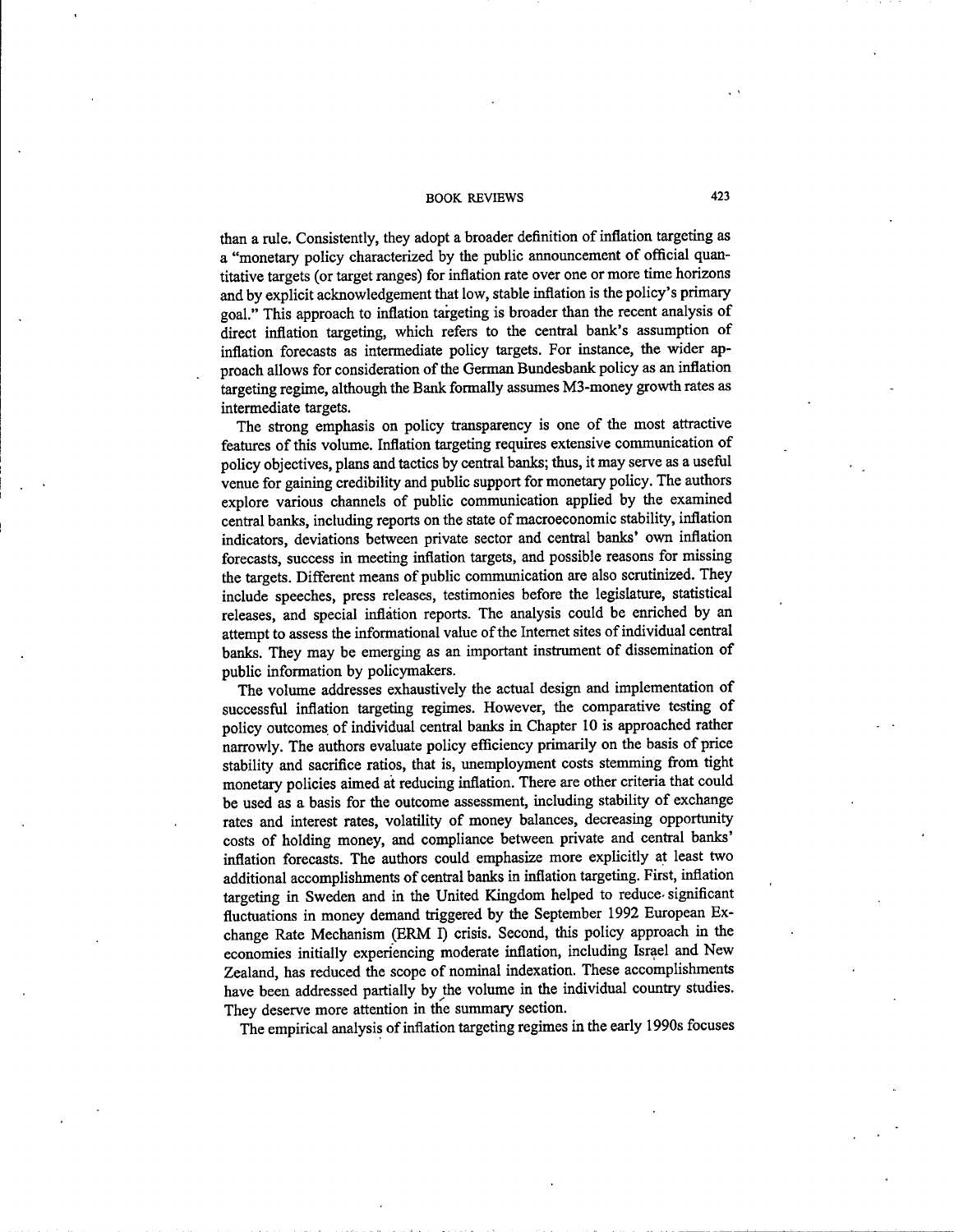than a rule. Consistently, they adopt a broader definition of inflation targeting as a "monetary policy characterized by the public announcement of official quantitative targets (or target ranges) for inflation rate over one or more time horizons and by explicit acknowledgement that low, stable inflation is the policy's primary goal." This approach to inflation targeting is broader than the recent analysis of direct inflation targeting, which refers to the central bank's assumption of inflation forecasts as intermediate policy targets. For instance, the wider approach allows for consideration of the German Bundesbank policy as an inflation targeting regime, although the Bank formally assumes M3-money growth rates as intermediate targets.

The strong emphasis on policy transparency is one of the most attractive features of this volume. Inflation targeting requires extensive communication of policy objectives, plans and tactics by central banks; thus, it may serve as a useful venue for gaining credibility and public support for monetary policy. The authors explore various channels of public communication applied by the examined central banks, including reports on the state of macroeconomic stability, inflation indicators, deviations between private sector and central banks' own inflation forecasts, success in meeting inflation targets, and possible reasons for missing the targets. Different means of public communication are also scrutinized. They include speeches, press releases, testimonies before the legislature, statistical releases, and special inflation reports. The analysis could be enriched by an attempt to assess the informational value of the Internet sites of individual central banks. They may be emerging as an important instrument of dissemination of public information by policymakers.

The volume addresses exhaustively the actual design and implementation of successful inflation targeting regimes. However, the comparative testing of policy outcomes of individual central banks in Chapter 10 is approached rather narrowly. The authors evaluate policy efficiency primarily on the basis of price stability and sacrifice ratios, that is, unemployment costs stemming from tight monetary policies aimed at reducing inflation. There are other criteria that could be used as a basis for the outcome assessment, including stability of exchange rates and interest rates, volatility of money balances, decreasing opportunity costs of holding money, and compliance between private and central banks' inflation forecasts. The authors could emphasize more explicitly at least two additional accomplishments of central banks in inflation targeting. First, inflation targeting in Sweden and in the United Kingdom helped to reduce significant fluctuations in money demand triggered by the September 1992 European Exchange Rate Mechanism (ERM I) crisis. Second, this policy approach in the economies initially experiencing moderate inflation, including Israel and New Zealand, has reduced the scope of nominal indexation. These accomplishments have been addressed partially by the volume in the individual country studies. They deserve more attention in the summary section.

The empirical analysis of inflation targeting regimes in the early 1990s focuses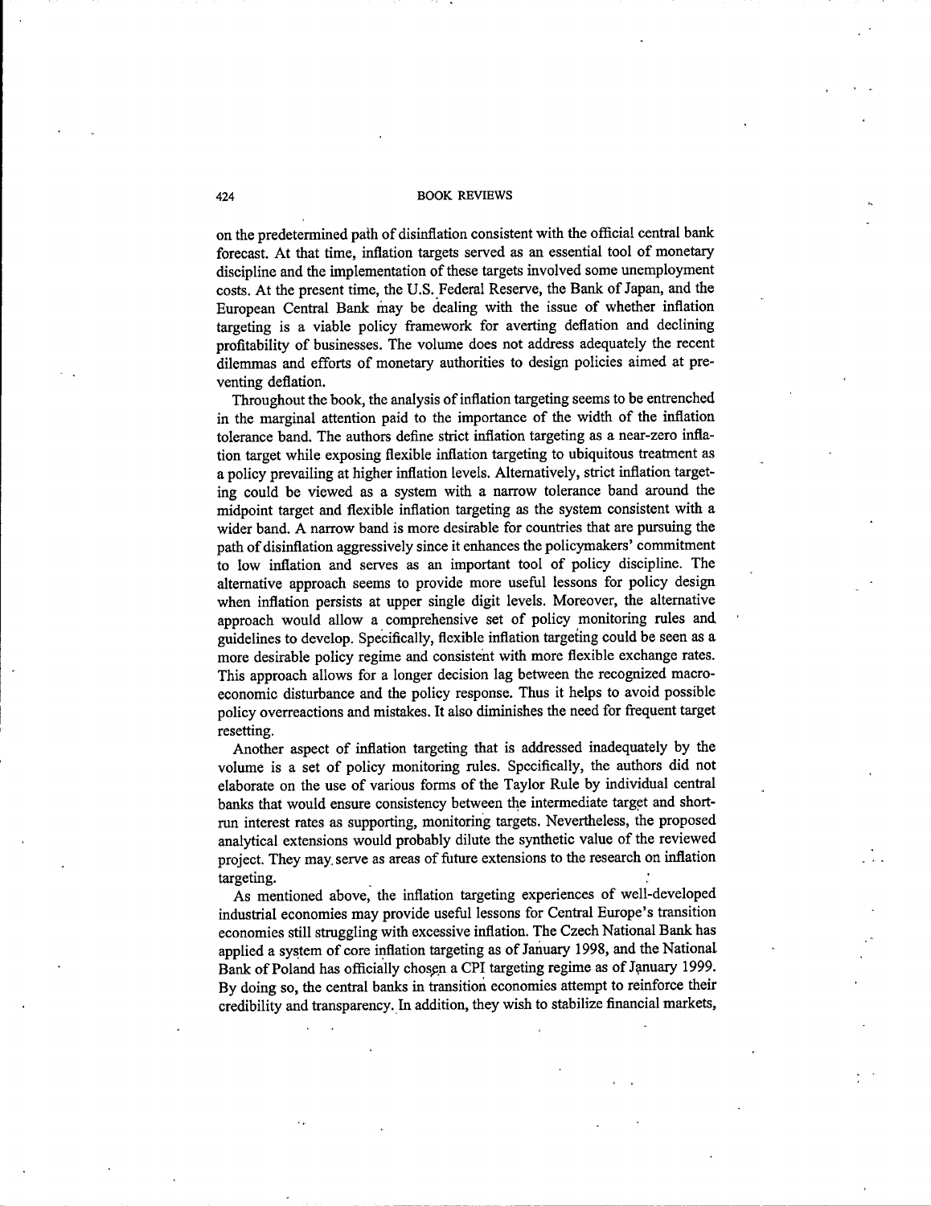on the predetermined path of disinflation consistent with the official central bank forecast. At that time, inflation targets served as an essential tool of monetary discipline and the implementation of these targets involved some unemployment costs. At the present time, the U.S. Federal Reserve, the Bank of Japan, and the European Central Bank may be dealing with the issue of whether inflation targeting is a viable policy framework for averting deflation and declining profitability of businesses. The volume does not address adequately the recent dilemmas and efforts of monetary authorities to design policies aimed at preventing deflation.

Throughout the book, the analysis of inflation targeting seems to be entrenched in the marginal attention paid to the importance of the width of the inflation tolerance band. The authors define strict inflation targeting as a near-zero inflation target while exposing flexible inflation targeting to ubiquitous treatment as a policy prevailing at higher inflation levels. Alternatively, strict inflation targeting could be viewed as a system with a narrow tolerance band around the midpoint target and flexible inflation targeting as the system consistent with a wider band. A narrow band is more desirable for countries that are pursuing the path of disinflation aggressively since it enhances the policymakers' commitment to low inflation and serves as an important tool of policy discipline. The alternative approach seems to provide more useful lessons for policy design when inflation persists at upper single digit levels. Moreover, the alternative approach would allow a comprehensive set of policy monitoring rules and guidelines to develop. Specifically, flexible inflation targeting could be seen as a more desirable policy regime and consistent with more flexible exchange rates. This approach allows for a longer decision lag between the recognized macroeconomic disturbance and the policy response. Thus it helps to avoid possible policy overreactions and mistakes. It also diminishes the need for frequent target resetting.

Another aspect of inflation targeting that is addressed inadequately by the volume is a set of policy monitoring rules. Specifically, the authors did not elaborate on the use of various forms of the Taylor Rule by individual central banks that would ensure consistency between the intermediate target and short-run interest rates as supporting, monitoring targets. Nevertheless, the proposed analytical extensions would probably dilute the synthetic value of the reviewed project. They may serve as areas of future extensions to the research on inflation targeting.

As mentioned above, the inflation targeting experiences of well-developed industrial economies may provide useful lessons for Central Europe's transition economies still struggling with excessive inflation. The Czech National Bank has applied a system of core inflation targeting as of January 1998, and the National Bank of Poland has officially chosen a CPI targeting regime as of January 1999. By doing so, the central banks in transition economies attempt to reinforce their credibility and transparency. In addition, they wish to stabilize financial markets,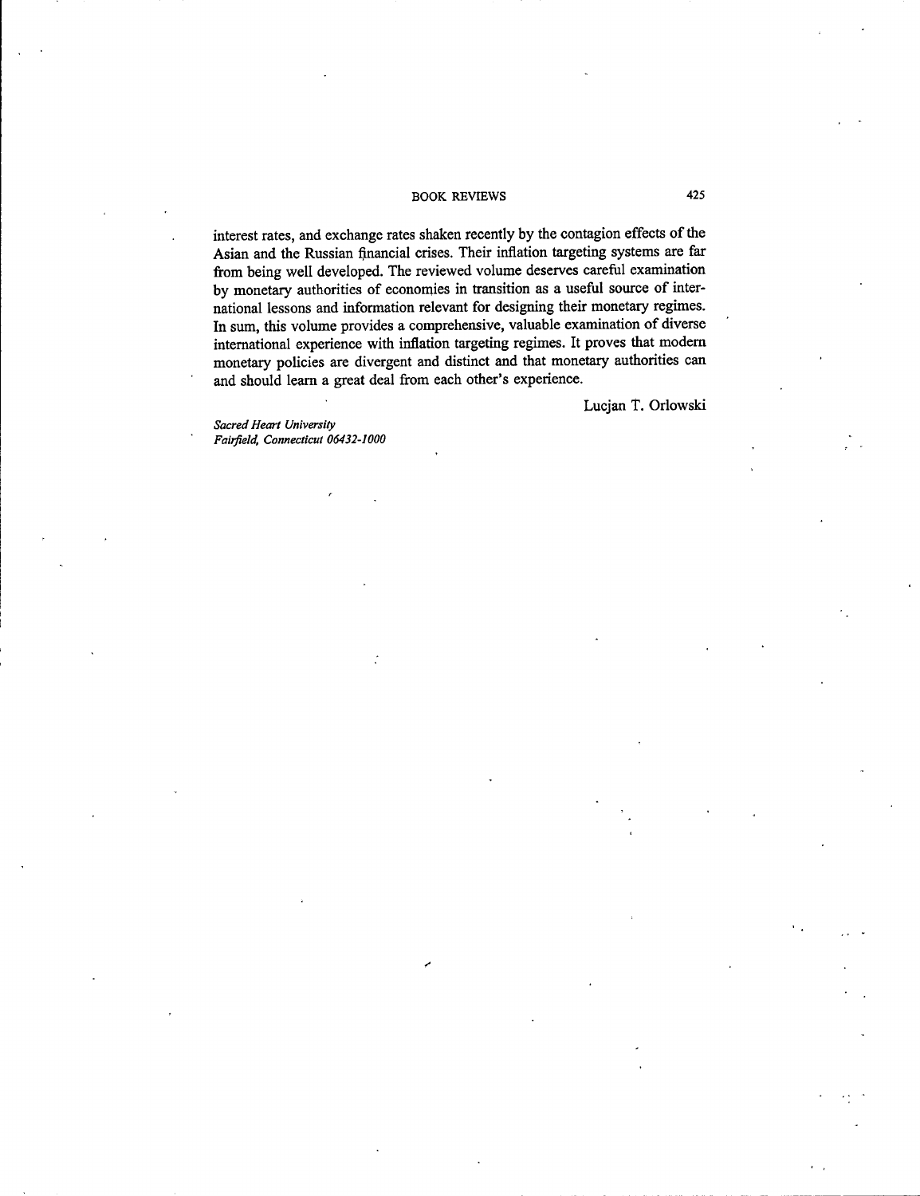interest rates, and exchange rates shaken recently by the contagion effects of the Asian and the Russian financial crises. Their inflation targeting systems are far from being well developed. The reviewed volume deserves careful examination by monetary authorities of economies in transition as a useful source of international lessons and information relevant for designing their monetary regimes. In sum, this volume provides a comprehensive, valuable examination of diverse international experience with inflation targeting regimes. It proves that modern monetary policies are divergent and distinct and that monetary authorities can and should learn a great deal from each other's experience.

Lucjan T. Orlowski

*Sacred Heart University*
*Fairfield, Connecticut 06432-1000*